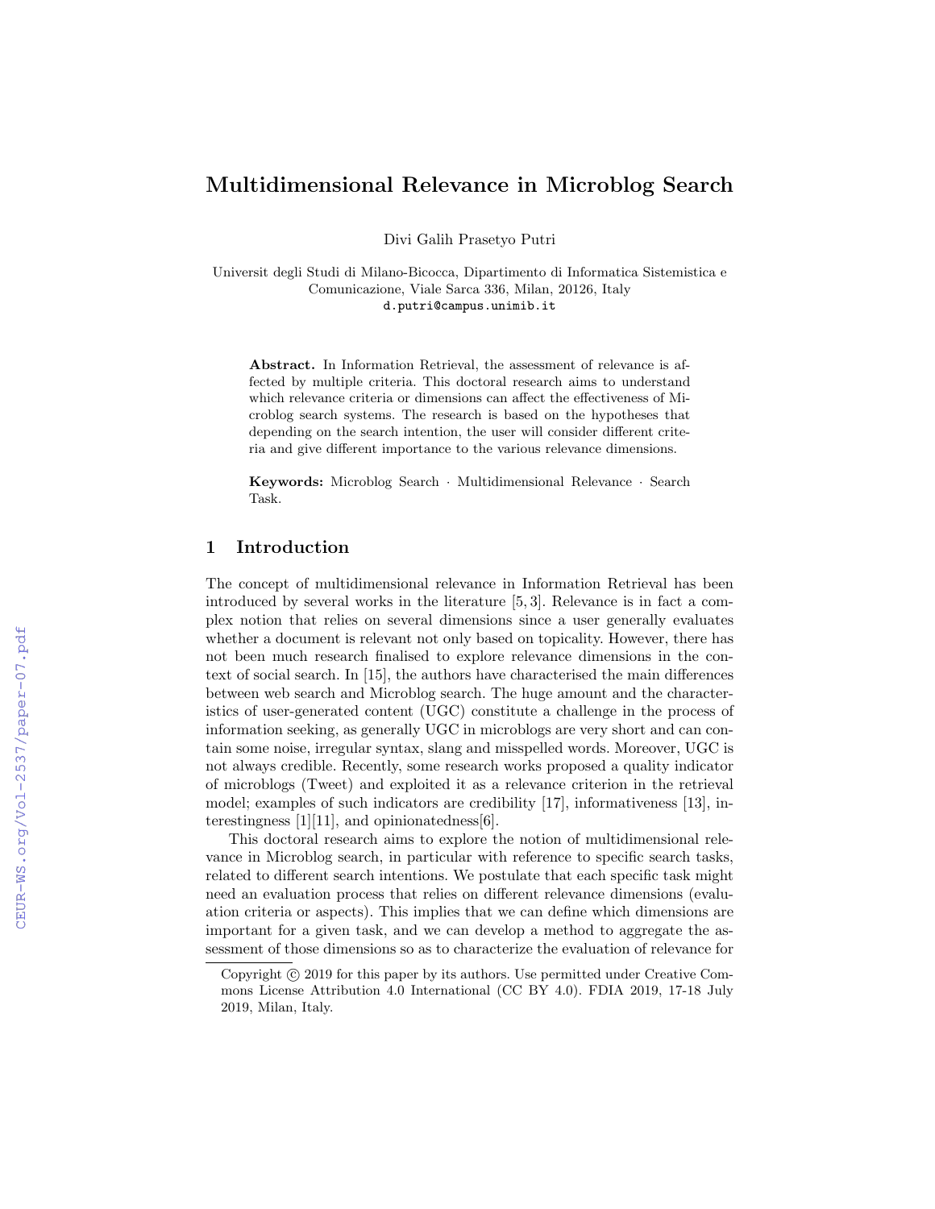# Multidimensional Relevance in Microblog Search

Divi Galih Prasetyo Putri

Universit degli Studi di Milano-Bicocca, Dipartimento di Informatica Sistemistica e Comunicazione, Viale Sarca 336, Milan, 20126, Italy
d.putri@campus.unimib.it

**Abstract.** In Information Retrieval, the assessment of relevance is affected by multiple criteria. This doctoral research aims to understand which relevance criteria or dimensions can affect the effectiveness of Microblog search systems. The research is based on the hypotheses that depending on the search intention, the user will consider different criteria and give different importance to the various relevance dimensions.

**Keywords:** Microblog Search · Multidimensional Relevance · Search Task.

## 1 Introduction

The concept of multidimensional relevance in Information Retrieval has been introduced by several works in the literature [5, 3]. Relevance is in fact a complex notion that relies on several dimensions since a user generally evaluates whether a document is relevant not only based on topicality. However, there has not been much research finalised to explore relevance dimensions in the context of social search. In [15], the authors have characterised the main differences between web search and Microblog search. The huge amount and the characteristics of user-generated content (UGC) constitute a challenge in the process of information seeking, as generally UGC in microblogs are very short and can contain some noise, irregular syntax, slang and misspelled words. Moreover, UGC is not always credible. Recently, some research works proposed a quality indicator of microblogs (Tweet) and exploited it as a relevance criterion in the retrieval model; examples of such indicators are credibility [17], informativeness [13], interestingness [1][11], and opinionatedness[6].

This doctoral research aims to explore the notion of multidimensional relevance in Microblog search, in particular with reference to specific search tasks, related to different search intentions. We postulate that each specific task might need an evaluation process that relies on different relevance dimensions (evaluation criteria or aspects). This implies that we can define which dimensions are important for a given task, and we can develop a method to aggregate the assessment of those dimensions so as to characterize the evaluation of relevance for

Copyright © 2019 for this paper by its authors. Use permitted under Creative Commons License Attribution 4.0 International (CC BY 4.0). FDIA 2019, 17-18 July 2019, Milan, Italy.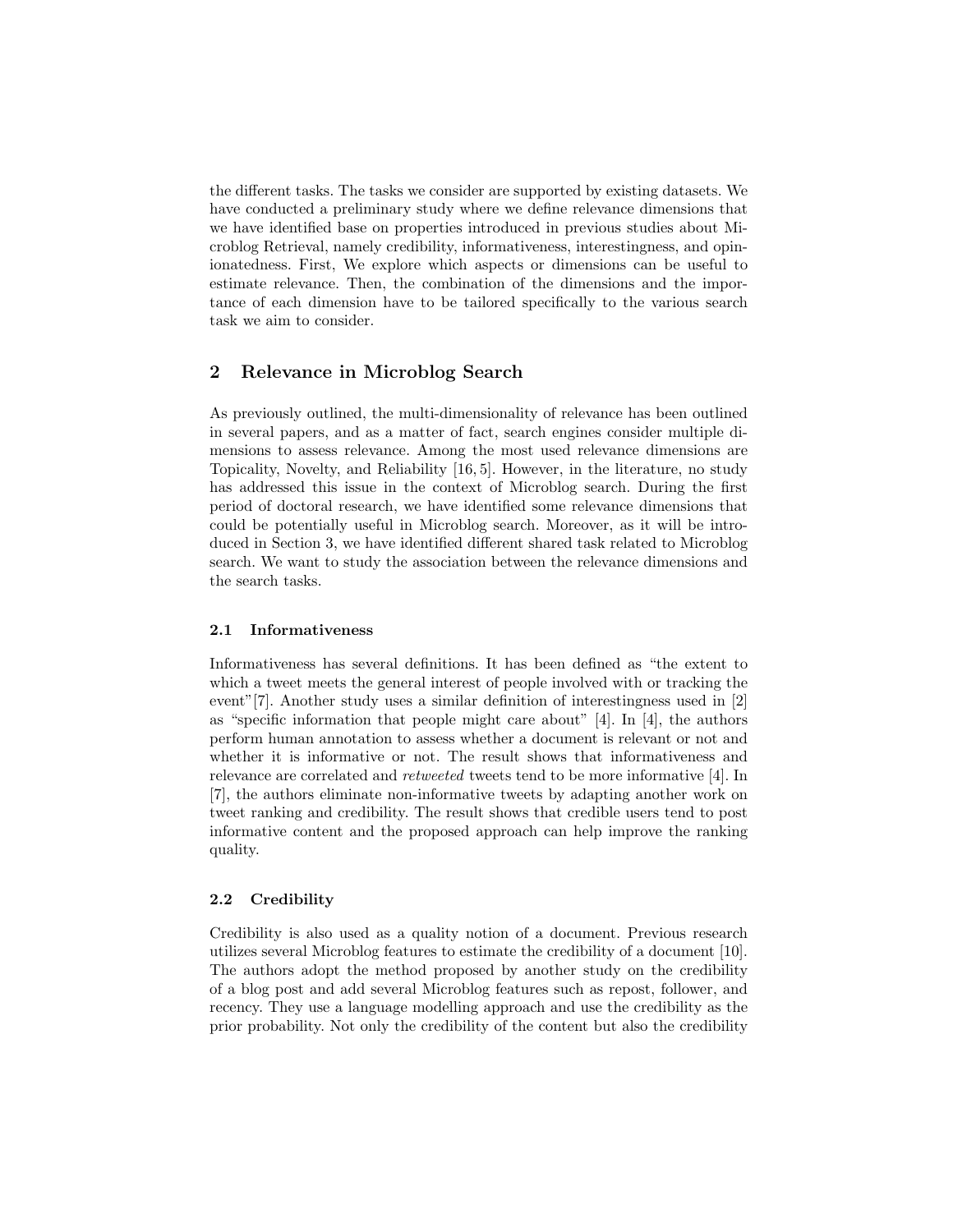the different tasks. The tasks we consider are supported by existing datasets. We have conducted a preliminary study where we define relevance dimensions that we have identified base on properties introduced in previous studies about Microblog Retrieval, namely credibility, informativeness, interestingness, and opinionatedness. First, We explore which aspects or dimensions can be useful to estimate relevance. Then, the combination of the dimensions and the importance of each dimension have to be tailored specifically to the various search task we aim to consider.

## 2 Relevance in Microblog Search

As previously outlined, the multi-dimensionality of relevance has been outlined in several papers, and as a matter of fact, search engines consider multiple dimensions to assess relevance. Among the most used relevance dimensions are Topicality, Novelty, and Reliability [16, 5]. However, in the literature, no study has addressed this issue in the context of Microblog search. During the first period of doctoral research, we have identified some relevance dimensions that could be potentially useful in Microblog search. Moreover, as it will be introduced in Section 3, we have identified different shared task related to Microblog search. We want to study the association between the relevance dimensions and the search tasks.

### 2.1 Informativeness

Informativeness has several definitions. It has been defined as "the extent to which a tweet meets the general interest of people involved with or tracking the event"[7]. Another study uses a similar definition of interestingness used in [2] as "specific information that people might care about" [4]. In [4], the authors perform human annotation to assess whether a document is relevant or not and whether it is informative or not. The result shows that informativeness and relevance are correlated and *retweeted* tweets tend to be more informative [4]. In [7], the authors eliminate non-informative tweets by adapting another work on tweet ranking and credibility. The result shows that credible users tend to post informative content and the proposed approach can help improve the ranking quality.

### 2.2 Credibility

Credibility is also used as a quality notion of a document. Previous research utilizes several Microblog features to estimate the credibility of a document [10]. The authors adopt the method proposed by another study on the credibility of a blog post and add several Microblog features such as repost, follower, and recency. They use a language modelling approach and use the credibility as the prior probability. Not only the credibility of the content but also the credibility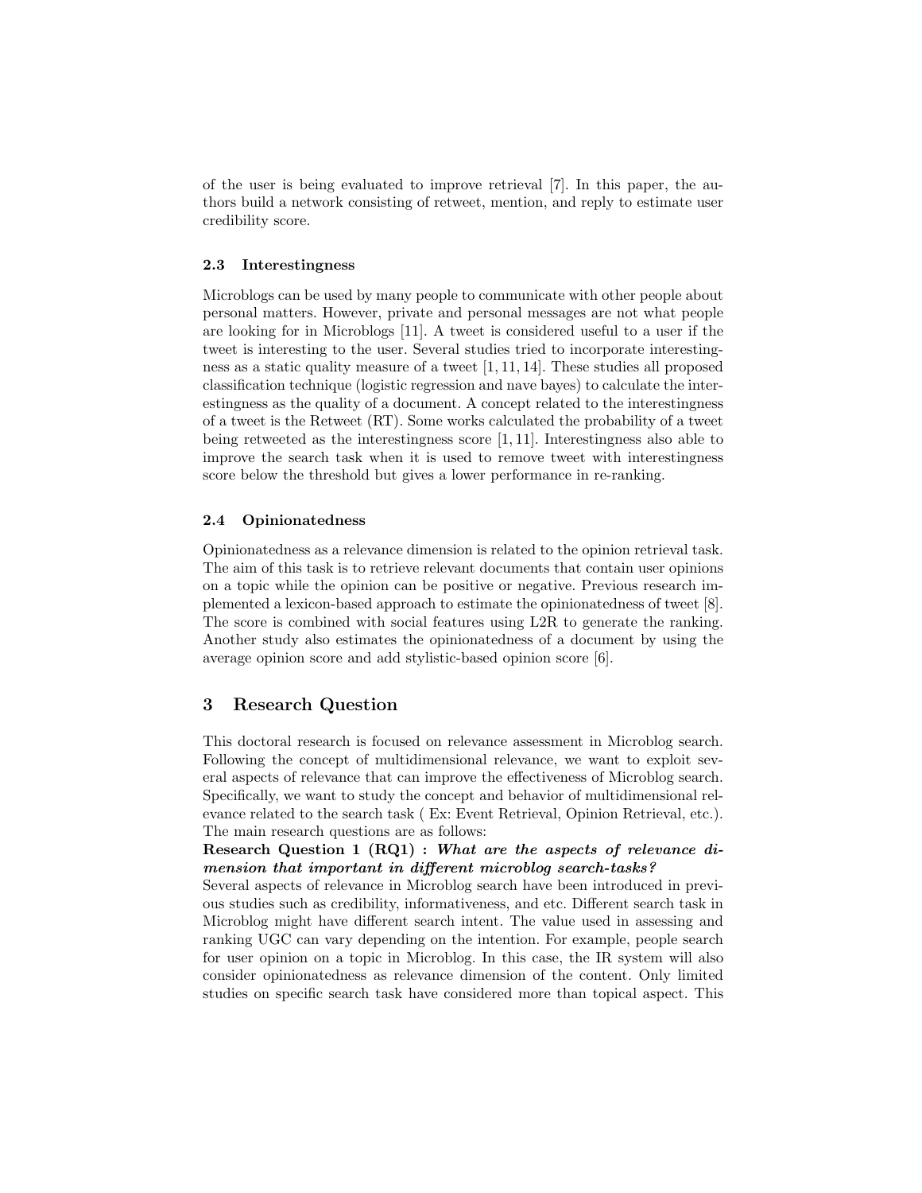of the user is being evaluated to improve retrieval [7]. In this paper, the authors build a network consisting of retweet, mention, and reply to estimate user credibility score.

### 2.3 Interestingness

Microblogs can be used by many people to communicate with other people about personal matters. However, private and personal messages are not what people are looking for in Microblogs [11]. A tweet is considered useful to a user if the tweet is interesting to the user. Several studies tried to incorporate interestingness as a static quality measure of a tweet [1, 11, 14]. These studies all proposed classification technique (logistic regression and nave bayes) to calculate the interestingness as the quality of a document. A concept related to the interestingness of a tweet is the Retweet (RT). Some works calculated the probability of a tweet being retweeted as the interestingness score [1, 11]. Interestingness also able to improve the search task when it is used to remove tweet with interestingness score below the threshold but gives a lower performance in re-ranking.

### 2.4 Opinionatedness

Opinionatedness as a relevance dimension is related to the opinion retrieval task. The aim of this task is to retrieve relevant documents that contain user opinions on a topic while the opinion can be positive or negative. Previous research implemented a lexicon-based approach to estimate the opinionatedness of tweet [8]. The score is combined with social features using L2R to generate the ranking. Another study also estimates the opinionatedness of a document by using the average opinion score and add stylistic-based opinion score [6].

## 3 Research Question

This doctoral research is focused on relevance assessment in Microblog search. Following the concept of multidimensional relevance, we want to exploit several aspects of relevance that can improve the effectiveness of Microblog search. Specifically, we want to study the concept and behavior of multidimensional relevance related to the search task ( Ex: Event Retrieval, Opinion Retrieval, etc.). The main research questions are as follows:

**Research Question 1 (RQ1) :** ***What are the aspects of relevance dimension that important in different microblog search-tasks?***

Several aspects of relevance in Microblog search have been introduced in previous studies such as credibility, informativeness, and etc. Different search task in Microblog might have different search intent. The value used in assessing and ranking UGC can vary depending on the intention. For example, people search for user opinion on a topic in Microblog. In this case, the IR system will also consider opinionatedness as relevance dimension of the content. Only limited studies on specific search task have considered more than topical aspect. This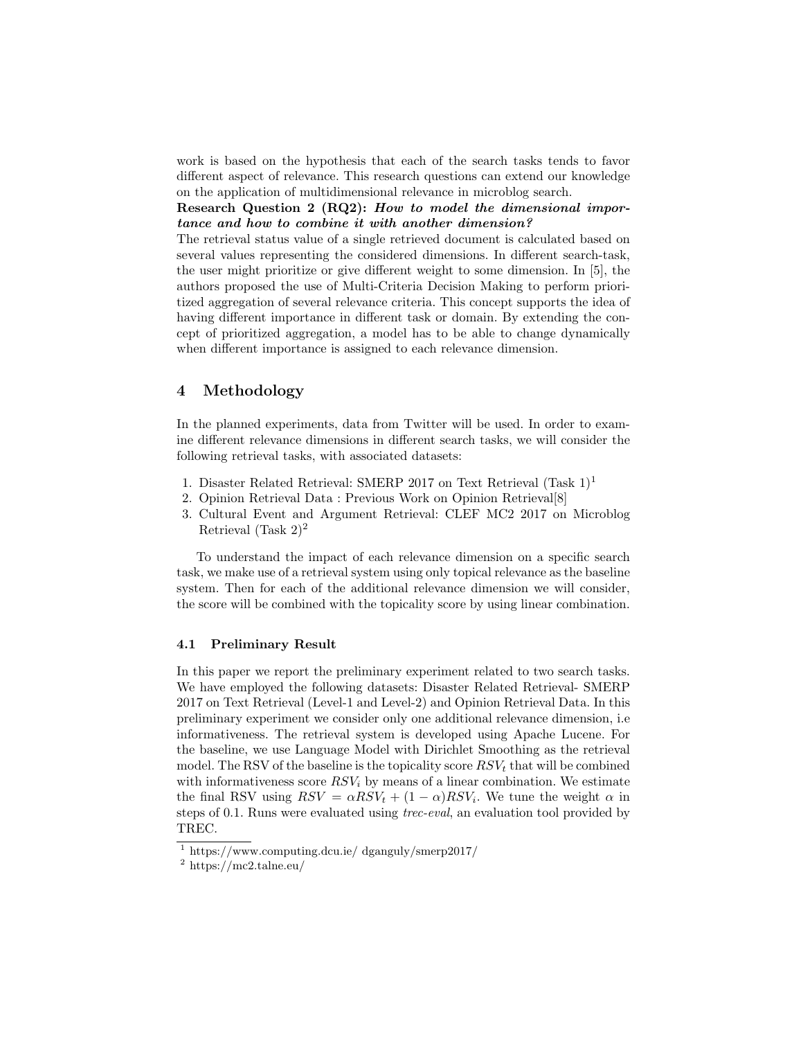work is based on the hypothesis that each of the search tasks tends to favor different aspect of relevance. This research questions can extend our knowledge on the application of multidimensional relevance in microblog search.

**Research Question 2 (RQ2):** ***How to model the dimensional importance and how to combine it with another dimension?***

The retrieval status value of a single retrieved document is calculated based on several values representing the considered dimensions. In different search-task, the user might prioritize or give different weight to some dimension. In [5], the authors proposed the use of Multi-Criteria Decision Making to perform prioritized aggregation of several relevance criteria. This concept supports the idea of having different importance in different task or domain. By extending the concept of prioritized aggregation, a model has to be able to change dynamically when different importance is assigned to each relevance dimension.

## 4 Methodology

In the planned experiments, data from Twitter will be used. In order to examine different relevance dimensions in different search tasks, we will consider the following retrieval tasks, with associated datasets:

1. Disaster Related Retrieval: SMERP 2017 on Text Retrieval (Task 1)[1]
2. Opinion Retrieval Data : Previous Work on Opinion Retrieval[8]
3. Cultural Event and Argument Retrieval: CLEF MC2 2017 on Microblog Retrieval (Task 2)[2]

To understand the impact of each relevance dimension on a specific search task, we make use of a retrieval system using only topical relevance as the baseline system. Then for each of the additional relevance dimension we will consider, the score will be combined with the topicality score by using linear combination.

### 4.1 Preliminary Result

In this paper we report the preliminary experiment related to two search tasks. We have employed the following datasets: Disaster Related Retrieval- SMERP 2017 on Text Retrieval (Level-1 and Level-2) and Opinion Retrieval Data. In this preliminary experiment we consider only one additional relevance dimension, i.e informativeness. The retrieval system is developed using Apache Lucene. For the baseline, we use Language Model with Dirichlet Smoothing as the retrieval model. The RSV of the baseline is the topicality score $RSV_t$ that will be combined with informativeness score $RSV_i$ by means of a linear combination. We estimate the final RSV using $RSV = \alpha RSV_t + (1 - \alpha)RSV_i$. We tune the weight $\alpha$ in steps of 0.1. Runs were evaluated using *trec-eval*, an evaluation tool provided by TREC.

[1] https://www.computing.dcu.ie/ dganguly/smerp2017/

[2] https://mc2.talne.eu/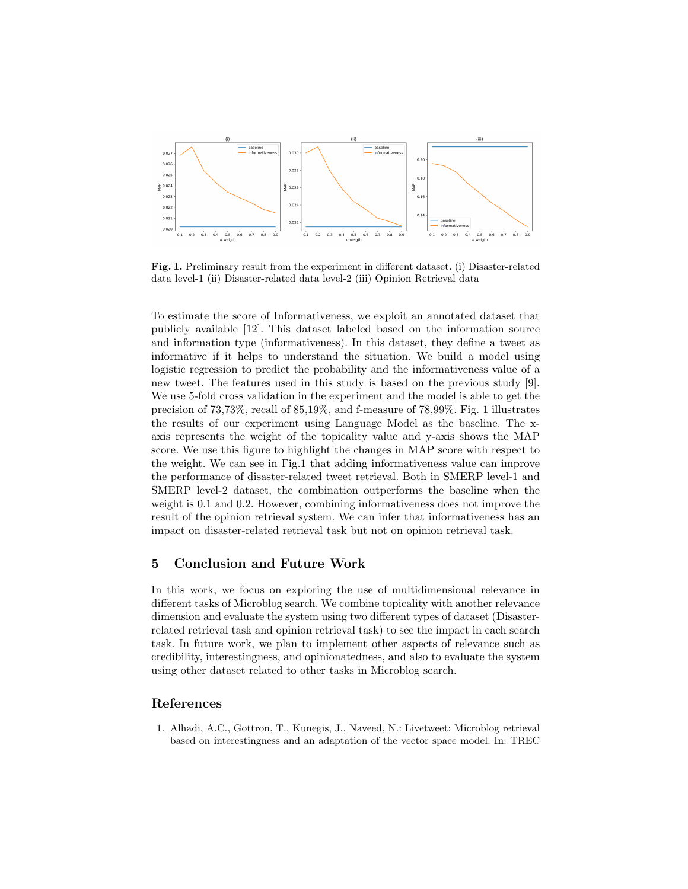**Fig. 1.** Preliminary result from the experiment in different dataset. (i) Disaster-related data level-1 (ii) Disaster-related data level-2 (iii) Opinion Retrieval data

To estimate the score of Informativeness, we exploit an annotated dataset that publicly available [12]. This dataset labeled based on the information source and information type (informativeness). In this dataset, they define a tweet as informative if it helps to understand the situation. We build a model using logistic regression to predict the probability and the informativeness value of a new tweet. The features used in this study is based on the previous study [9]. We use 5-fold cross validation in the experiment and the model is able to get the precision of 73,73%, recall of 85,19%, and f-measure of 78,99%. Fig. 1 illustrates the results of our experiment using Language Model as the baseline. The x-axis represents the weight of the topicality value and y-axis shows the MAP score. We use this figure to highlight the changes in MAP score with respect to the weight. We can see in Fig.1 that adding informativeness value can improve the performance of disaster-related tweet retrieval. Both in SMERP level-1 and SMERP level-2 dataset, the combination outperforms the baseline when the weight is 0.1 and 0.2. However, combining informativeness does not improve the result of the opinion retrieval system. We can infer that informativeness has an impact on disaster-related retrieval task but not on opinion retrieval task.

## 5 Conclusion and Future Work

In this work, we focus on exploring the use of multidimensional relevance in different tasks of Microblog search. We combine topicality with another relevance dimension and evaluate the system using two different types of dataset (Disaster-related retrieval task and opinion retrieval task) to see the impact in each search task. In future work, we plan to implement other aspects of relevance such as credibility, interestingness, and opinionatedness, and also to evaluate the system using other dataset related to other tasks in Microblog search.

## References

1. Alhadi, A.C., Gottron, T., Kunegis, J., Naveed, N.: Livetweet: Microblog retrieval based on interestingness and an adaptation of the vector space model. In: TREC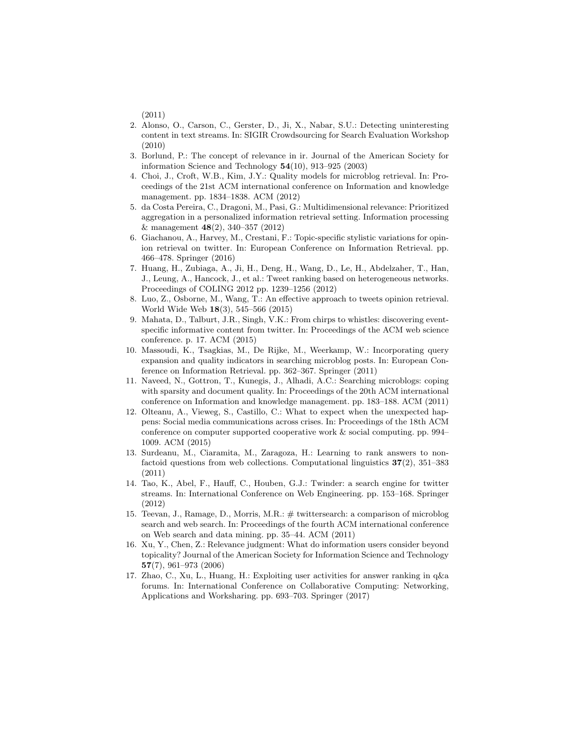(2011)

2. Alonso, O., Carson, C., Gerster, D., Ji, X., Nabar, S.U.: Detecting uninteresting content in text streams. In: SIGIR Crowdsourcing for Search Evaluation Workshop (2010)
3. Borlund, P.: The concept of relevance in ir. Journal of the American Society for information Science and Technology **54**(10), 913–925 (2003)
4. Choi, J., Croft, W.B., Kim, J.Y.: Quality models for microblog retrieval. In: Proceedings of the 21st ACM international conference on Information and knowledge management. pp. 1834–1838. ACM (2012)
5. da Costa Pereira, C., Dragoni, M., Pasi, G.: Multidimensional relevance: Prioritized aggregation in a personalized information retrieval setting. Information processing & management **48**(2), 340–357 (2012)
6. Giachanou, A., Harvey, M., Crestani, F.: Topic-specific stylistic variations for opinion retrieval on twitter. In: European Conference on Information Retrieval. pp. 466–478. Springer (2016)
7. Huang, H., Zubiaga, A., Ji, H., Deng, H., Wang, D., Le, H., Abdelzaher, T., Han, J., Leung, A., Hancock, J., et al.: Tweet ranking based on heterogeneous networks. Proceedings of COLING 2012 pp. 1239–1256 (2012)
8. Luo, Z., Osborne, M., Wang, T.: An effective approach to tweets opinion retrieval. World Wide Web **18**(3), 545–566 (2015)
9. Mahata, D., Talburt, J.R., Singh, V.K.: From chirps to whistles: discovering event-specific informative content from twitter. In: Proceedings of the ACM web science conference. p. 17. ACM (2015)
10. Massoudi, K., Tsagkias, M., De Rijke, M., Weerkamp, W.: Incorporating query expansion and quality indicators in searching microblog posts. In: European Conference on Information Retrieval. pp. 362–367. Springer (2011)
11. Naveed, N., Gottron, T., Kunegis, J., Alhadi, A.C.: Searching microblogs: coping with sparsity and document quality. In: Proceedings of the 20th ACM international conference on Information and knowledge management. pp. 183–188. ACM (2011)
12. Olteanu, A., Vieweg, S., Castillo, C.: What to expect when the unexpected happens: Social media communications across crises. In: Proceedings of the 18th ACM conference on computer supported cooperative work & social computing. pp. 994–1009. ACM (2015)
13. Surdeanu, M., Ciaramita, M., Zaragoza, H.: Learning to rank answers to non-factoid questions from web collections. Computational linguistics **37**(2), 351–383 (2011)
14. Tao, K., Abel, F., Hauff, C., Houben, G.J.: Twinder: a search engine for twitter streams. In: International Conference on Web Engineering. pp. 153–168. Springer (2012)
15. Teevan, J., Ramage, D., Morris, M.R.: # twittersearch: a comparison of microblog search and web search. In: Proceedings of the fourth ACM international conference on Web search and data mining. pp. 35–44. ACM (2011)
16. Xu, Y., Chen, Z.: Relevance judgment: What do information users consider beyond topicality? Journal of the American Society for Information Science and Technology **57**(7), 961–973 (2006)
17. Zhao, C., Xu, L., Huang, H.: Exploiting user activities for answer ranking in q&a forums. In: International Conference on Collaborative Computing: Networking, Applications and Worksharing. pp. 693–703. Springer (2017)